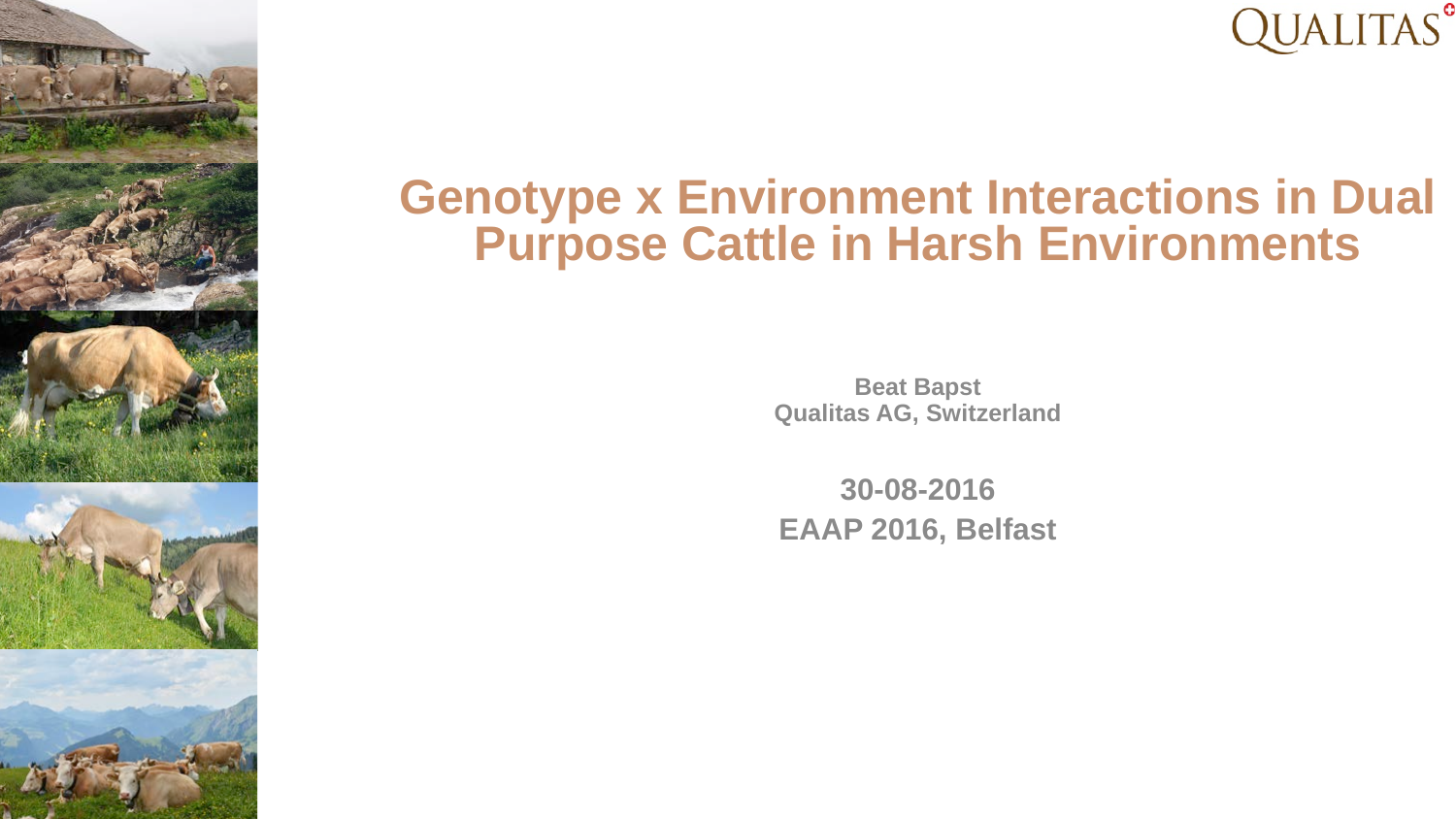QUALITAS

# Genotype x Environment Interactions in Dual Purpose Cattle in Harsh Environments

**Beat Bapst**
**Qualitas AG, Switzerland**

**30-08-2016**
**EAAP 2016, Belfast**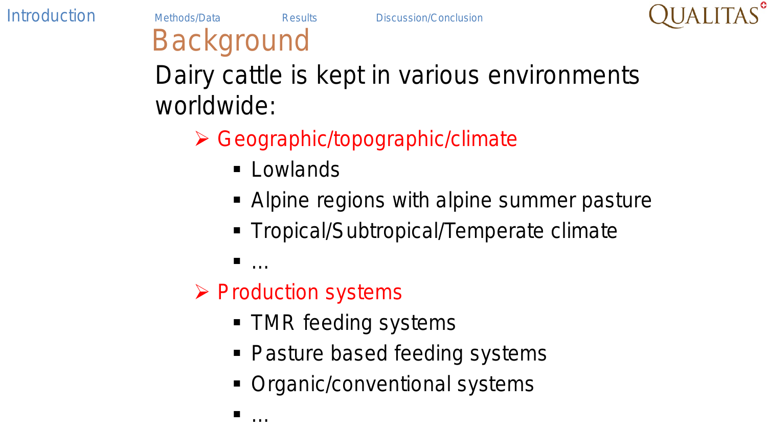# Background

Dairy cattle is kept in various environments worldwide:

- Geographic/topographic/climate
  - Lowlands
  - Alpine regions with alpine summer pasture
  - Tropical/Subtropical/Temperate climate
  - ...
- Production systems
  - TMR feeding systems
  - Pasture based feeding systems
  - Organic/conventional systems
  - ...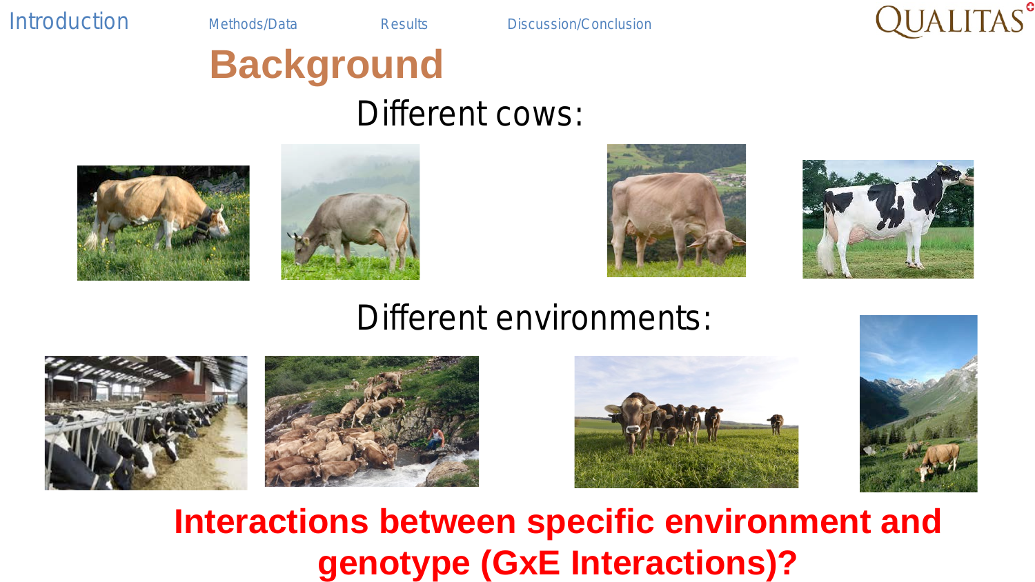Introduction | Methods/Data | Results | Discussion/Conclusion

# Background

Different cows:

Different environments:

**Interactions between specific environment and genotype (GxE Interactions)?**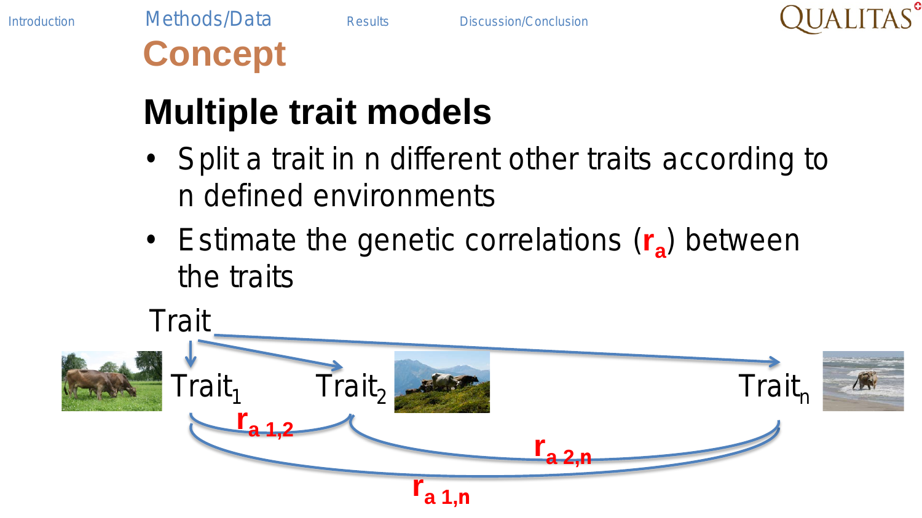# Concept

## Multiple trait models

- Split a trait in n different other traits according to n defined environments
- Estimate the genetic correlations ($r_a$) between the traits

Trait

Trait$_1$ Trait$_2$ Trait$_n$

$r_{a\ 1,2}$ $r_{a\ 2,n}$ $r_{a\ 1,n}$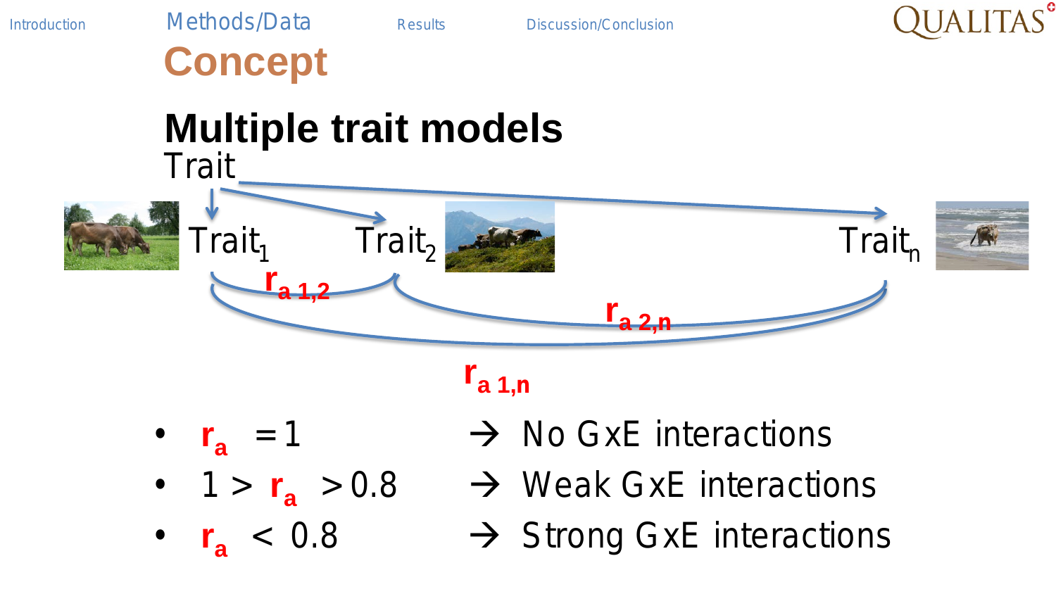# Concept

## Multiple trait models

Trait

$\text{Trait}_1$ $\text{Trait}_2$ $\text{Trait}_n$

$r_{a\,1,2}$ $r_{a\,2,n}$ $r_{a\,1,n}$

- $r_a = 1$ → No GxE interactions
- $1 > r_a > 0.8$ → Weak GxE interactions
- $r_a < 0.8$ → Strong GxE interactions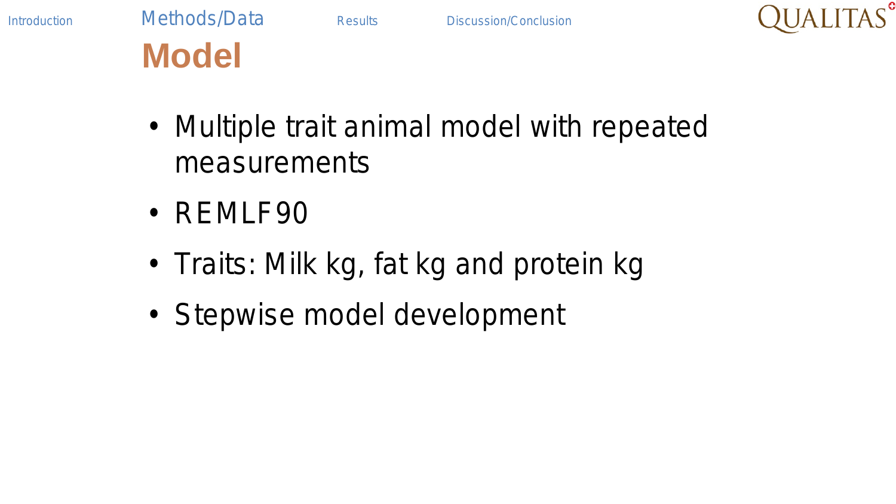# Model

- Multiple trait animal model with repeated measurements
- REMLF90
- Traits: Milk kg, fat kg and protein kg
- Stepwise model development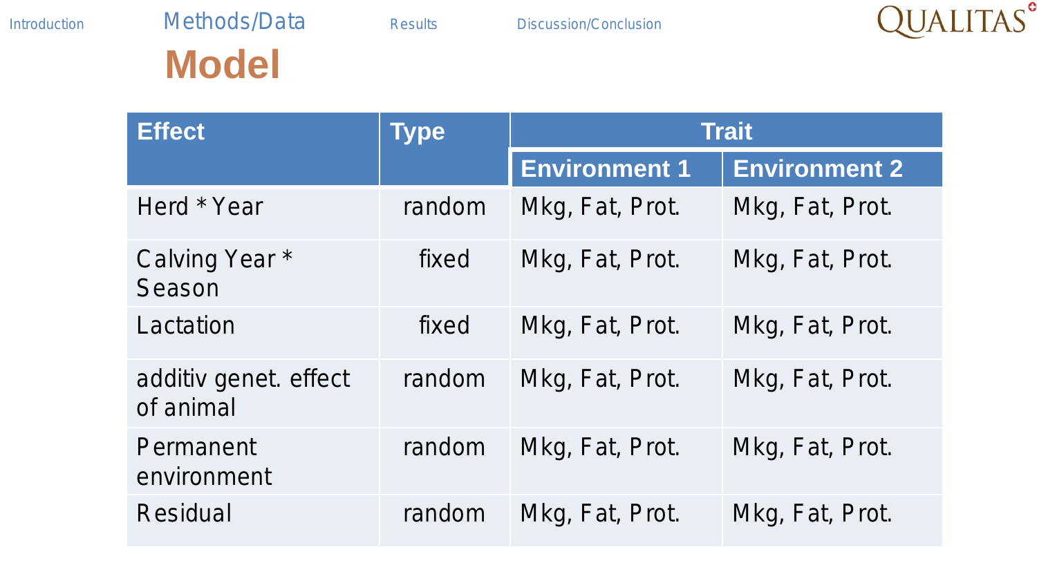# Model

| Effect | Type | Trait | |
|---|---|---|---|
| | | Environment 1 | Environment 2 |
| Herd * Year | random | Mkg, Fat, Prot. | Mkg, Fat, Prot. |
| Calving Year * Season | fixed | Mkg, Fat, Prot. | Mkg, Fat, Prot. |
| Lactation | fixed | Mkg, Fat, Prot. | Mkg, Fat, Prot. |
| additiv genet. effect of animal | random | Mkg, Fat, Prot. | Mkg, Fat, Prot. |
| Permanent environment | random | Mkg, Fat, Prot. | Mkg, Fat, Prot. |
| Residual | random | Mkg, Fat, Prot. | Mkg, Fat, Prot. |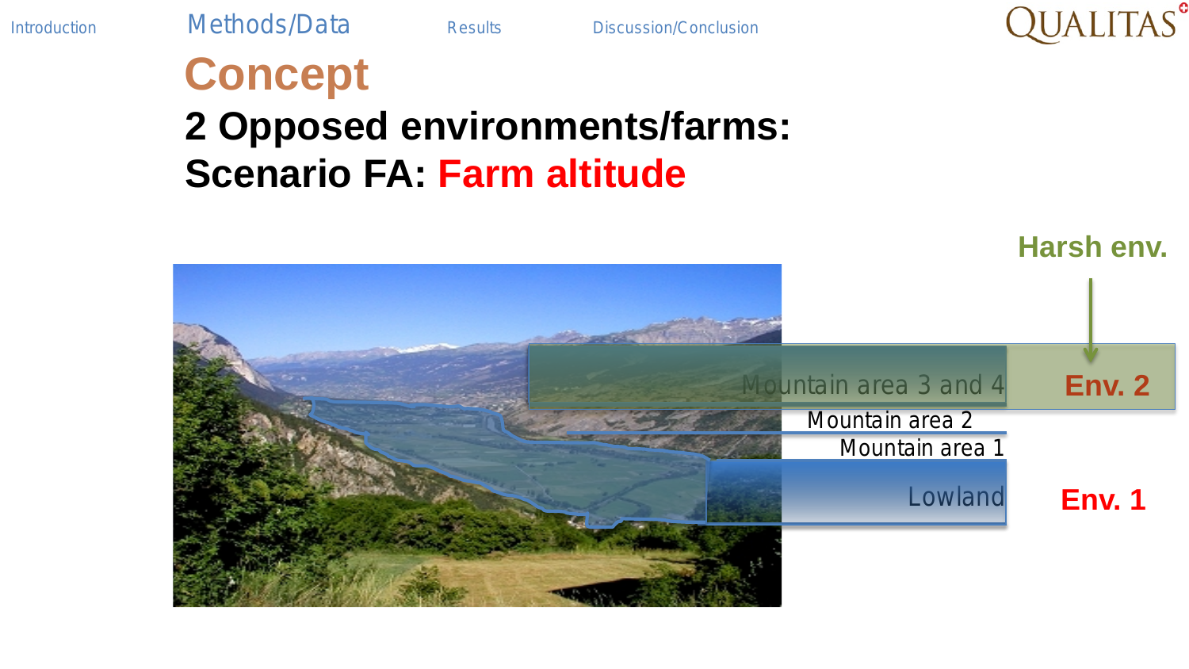## Concept

**2 Opposed environments/farms:**

**Scenario FA: Farm altitude**

Harsh env.

Mountain area 3 and 4 — Env. 2

Mountain area 2

Mountain area 1

Lowland — Env. 1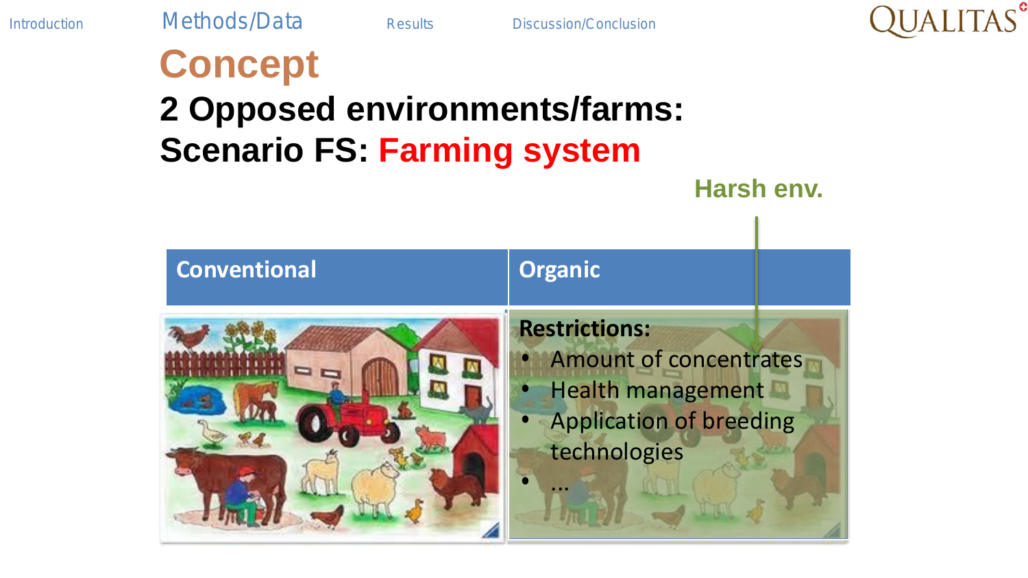# Concept

## 2 Opposed environments/farms:

## Scenario FS: Farming system

Harsh env.

| Conventional | Organic |
| --- | --- |
| | **Restrictions:**<br>• Amount of concentrates<br>• Health management<br>• Application of breeding technologies<br>• … |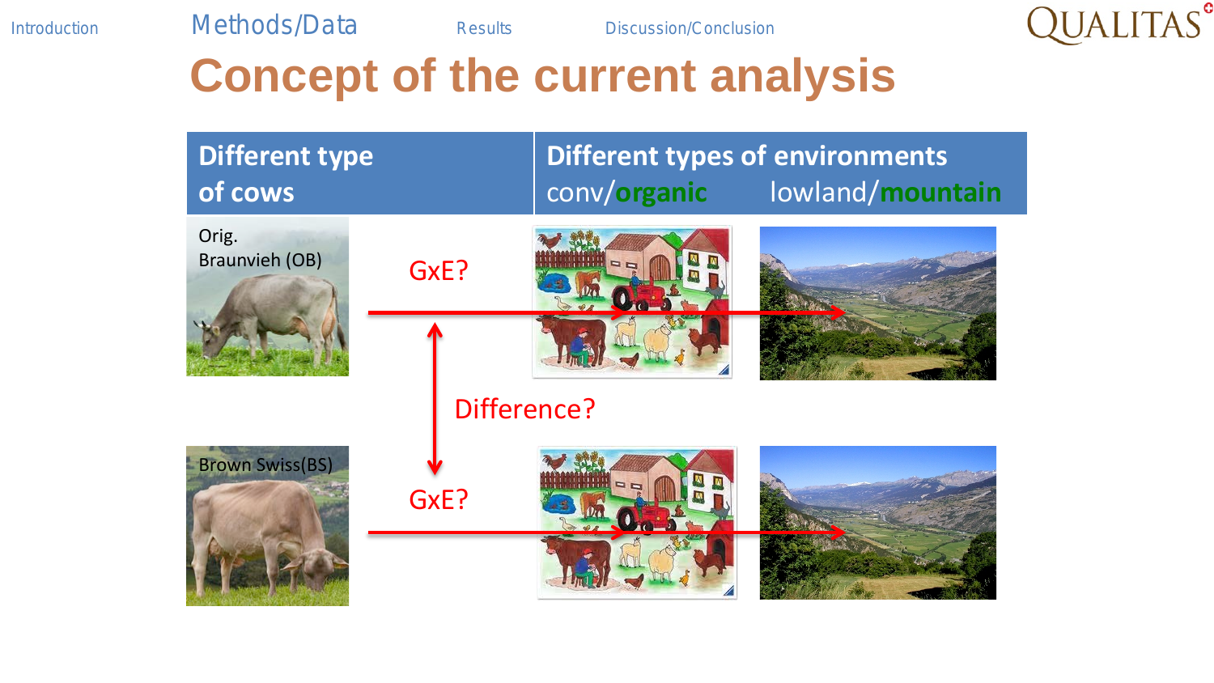# Concept of the current analysis

| Different type of cows | Different types of environments conv/organic | lowland/mountain |
|---|---|---|
| Orig. Braunvieh (OB) | GxE? | |
| | Difference? | |
| Brown Swiss(BS) | GxE? | |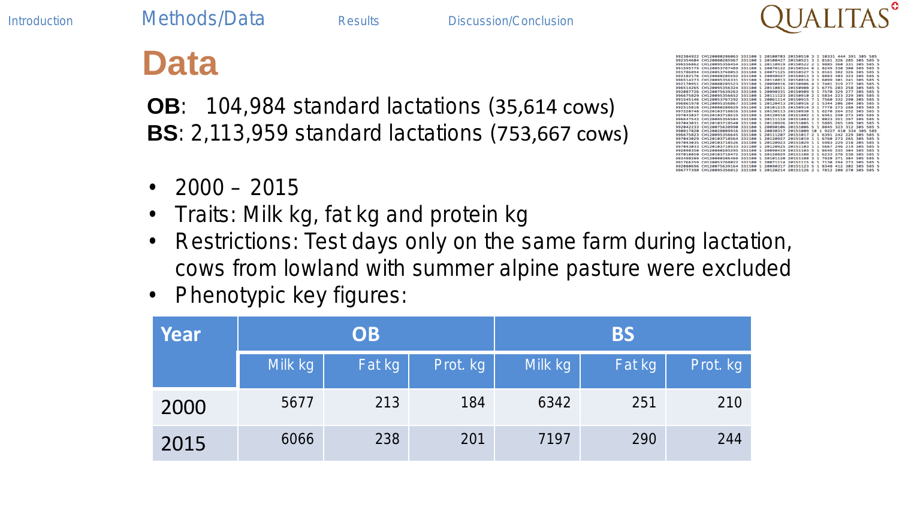# Data

**OB**: 104,984 standard lactations (35,614 cows)
**BS**: 2,113,959 standard lactations (753,667 cows)

- 2000 – 2015
- Traits: Milk kg, fat kg and protein kg
- Restrictions: Test days only on the same farm during lactation, cows from lowland with summer alpine pasture were excluded
- Phenotypic key figures:

| Year | OB | | | BS | | |
|---|---|---|---|---|---|---|
| | Milk kg | Fat kg | Prot. kg | Milk kg | Fat kg | Prot. kg |
| 2000 | 5677 | 213 | 184 | 6342 | 251 | 210 |
| 2015 | 6066 | 238 | 201 | 7197 | 290 | 244 |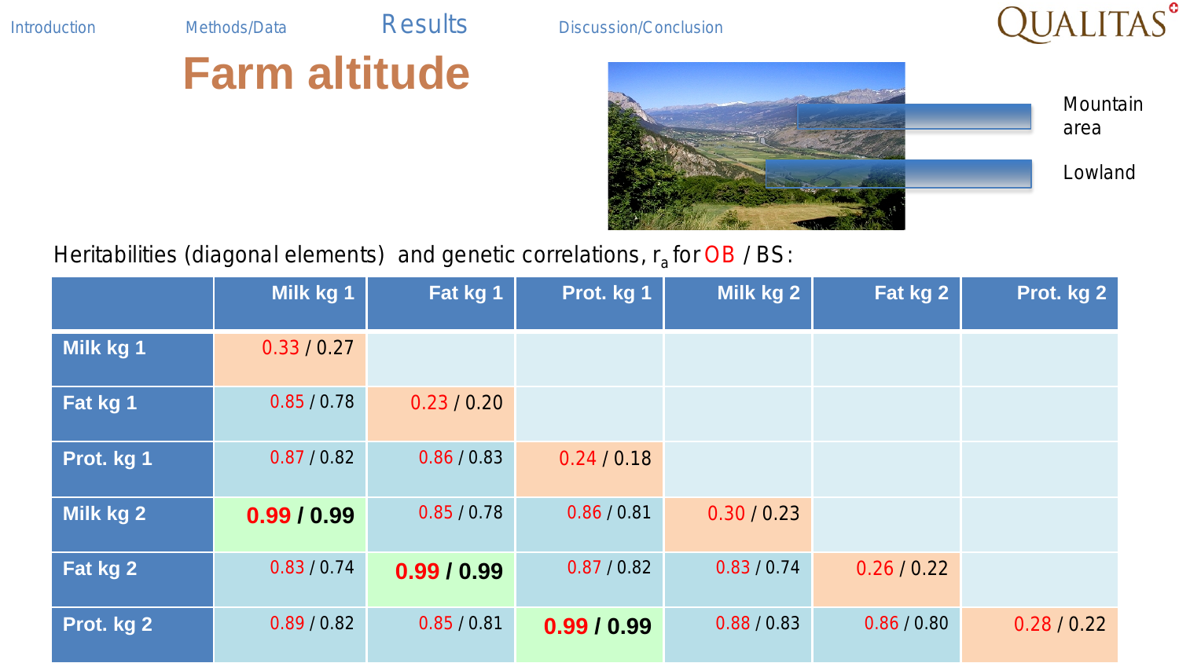Introduction Methods/Data **Results** Discussion/Conclusion

# Farm altitude

Mountain area

Lowland

Heritabilities (diagonal elements) and genetic correlations, $r_a$ for OB / BS:

| | Milk kg 1 | Fat kg 1 | Prot. kg 1 | Milk kg 2 | Fat kg 2 | Prot. kg 2 |
|---|---|---|---|---|---|---|
| **Milk kg 1** | 0.33 / 0.27 | | | | | |
| **Fat kg 1** | 0.85 / 0.78 | 0.23 / 0.20 | | | | |
| **Prot. kg 1** | 0.87 / 0.82 | 0.86 / 0.83 | 0.24 / 0.18 | | | |
| **Milk kg 2** | **0.99 / 0.99** | 0.85 / 0.78 | 0.86 / 0.81 | 0.30 / 0.23 | | |
| **Fat kg 2** | 0.83 / 0.74 | **0.99 / 0.99** | 0.87 / 0.82 | 0.83 / 0.74 | 0.26 / 0.22 | |
| **Prot. kg 2** | 0.89 / 0.82 | 0.85 / 0.81 | **0.99 / 0.99** | 0.88 / 0.83 | 0.86 / 0.80 | 0.28 / 0.22 |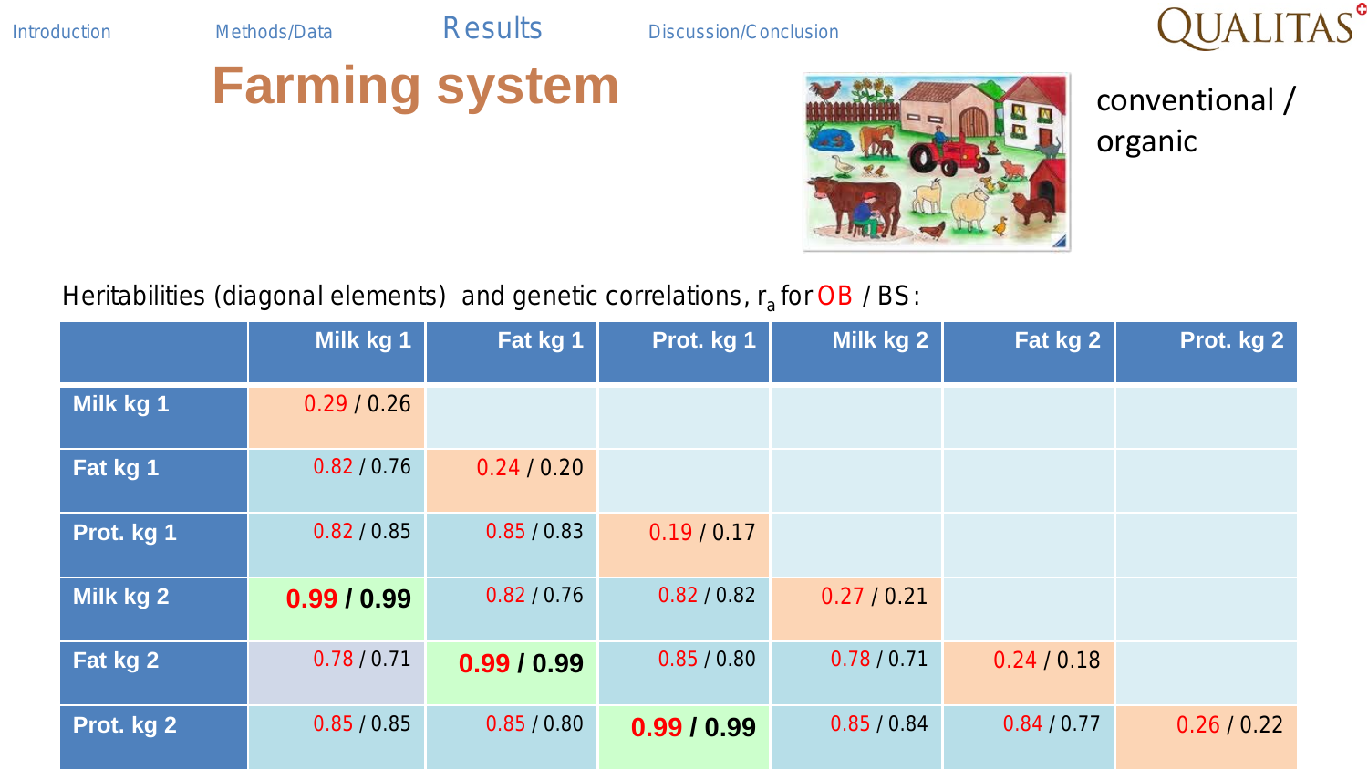# Farming system

conventional / organic

Heritabilities (diagonal elements) and genetic correlations, $r_a$ for OB / BS:

| | Milk kg 1 | Fat kg 1 | Prot. kg 1 | Milk kg 2 | Fat kg 2 | Prot. kg 2 |
|---|---|---|---|---|---|---|
| **Milk kg 1** | 0.29 / 0.26 | | | | | |
| **Fat kg 1** | 0.82 / 0.76 | 0.24 / 0.20 | | | | |
| **Prot. kg 1** | 0.82 / 0.85 | 0.85 / 0.83 | 0.19 / 0.17 | | | |
| **Milk kg 2** | **0.99 / 0.99** | 0.82 / 0.76 | 0.82 / 0.82 | 0.27 / 0.21 | | |
| **Fat kg 2** | 0.78 / 0.71 | **0.99 / 0.99** | 0.85 / 0.80 | 0.78 / 0.71 | 0.24 / 0.18 | |
| **Prot. kg 2** | 0.85 / 0.85 | 0.85 / 0.80 | **0.99 / 0.99** | 0.85 / 0.84 | 0.84 / 0.77 | 0.26 / 0.22 |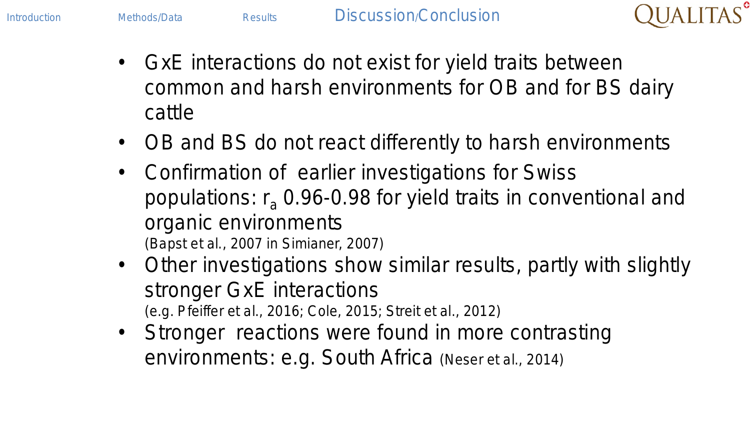# Discussion/Conclusion

- GxE interactions do not exist for yield traits between common and harsh environments for OB and for BS dairy cattle
- OB and BS do not react differently to harsh environments
- Confirmation of earlier investigations for Swiss populations: $r_a$ 0.96-0.98 for yield traits in conventional and organic environments
  (Bapst et al., 2007 in Simianer, 2007)
- Other investigations show similar results, partly with slightly stronger GxE interactions
  (e.g. Pfeiffer et al., 2016; Cole, 2015; Streit et al., 2012)
- Stronger reactions were found in more contrasting environments: e.g. South Africa (Neser et al., 2014)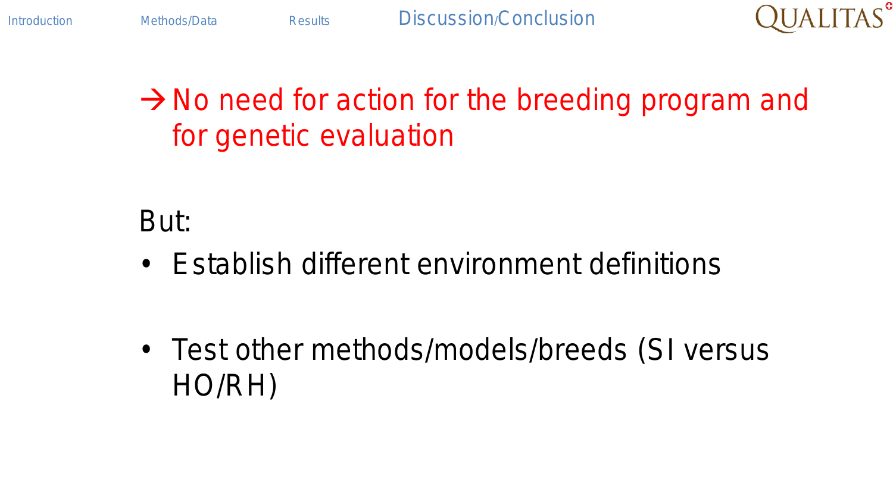→ No need for action for the breeding program and for genetic evaluation

But:

- Establish different environment definitions
- Test other methods/models/breeds (SI versus HO/RH)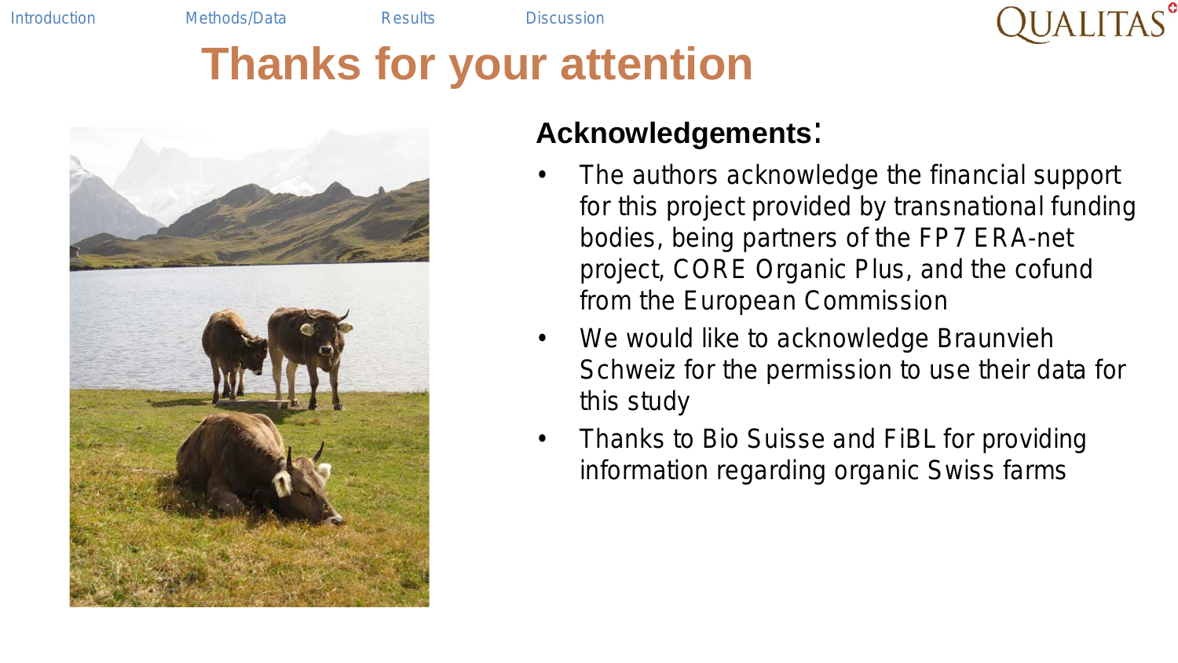# Thanks for your attention

**Acknowledgements**:

- The authors acknowledge the financial support for this project provided by transnational funding bodies, being partners of the FP7 ERA-net project, CORE Organic Plus, and the cofund from the European Commission
- We would like to acknowledge Braunvieh Schweiz for the permission to use their data for this study
- Thanks to Bio Suisse and FiBL for providing information regarding organic Swiss farms